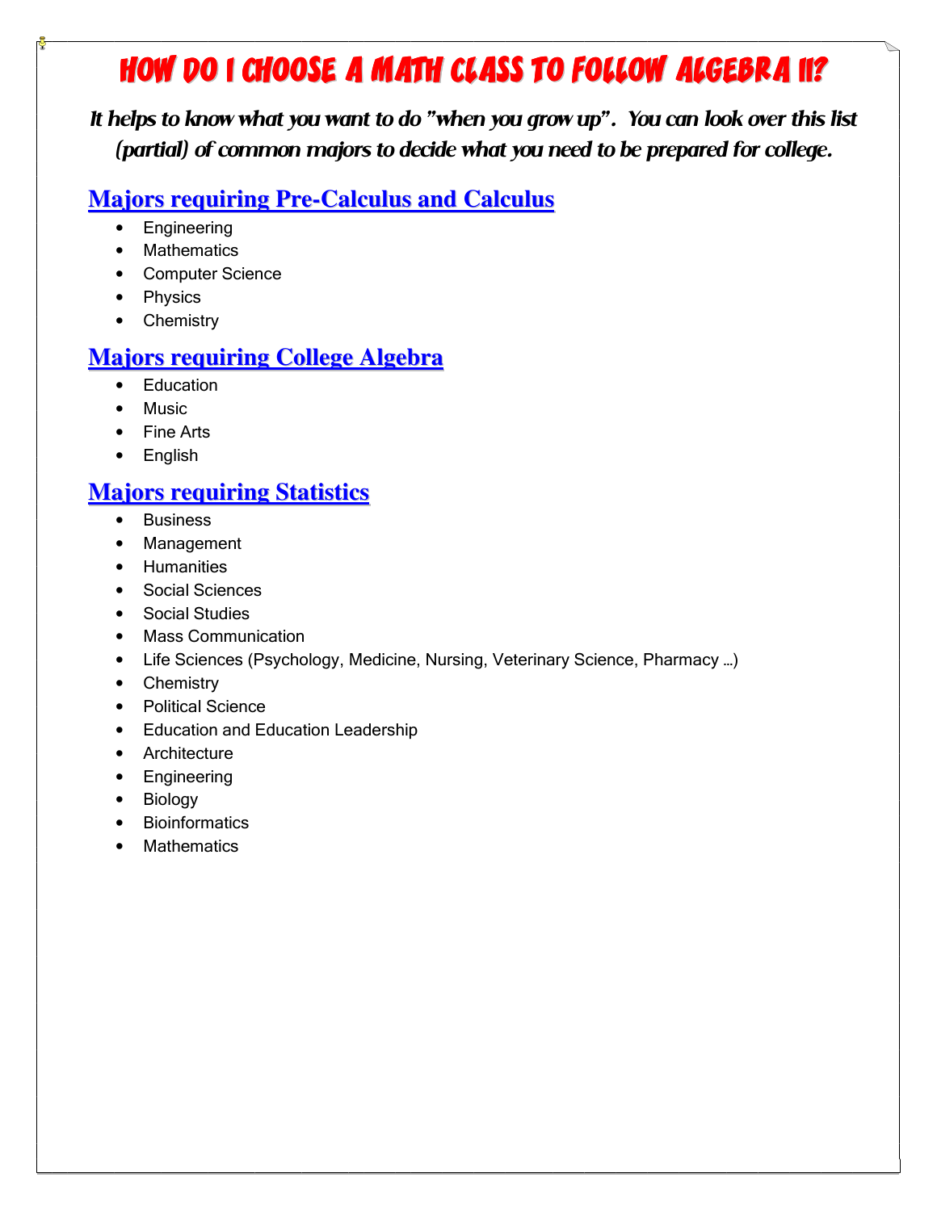# How do I choose a math class to follow Algebra II?

***It helps to know what you want to do "when you grow up". You can look over this list (partial) of common majors to decide what you need to be prepared for college.***

## Majors requiring Pre-Calculus and Calculus

- Engineering
- Mathematics
- Computer Science
- Physics
- Chemistry

## Majors requiring College Algebra

- Education
- Music
- Fine Arts
- English

## Majors requiring Statistics

- Business
- Management
- Humanities
- Social Sciences
- Social Studies
- Mass Communication
- Life Sciences (Psychology, Medicine, Nursing, Veterinary Science, Pharmacy …)
- Chemistry
- Political Science
- Education and Education Leadership
- Architecture
- Engineering
- Biology
- Bioinformatics
- Mathematics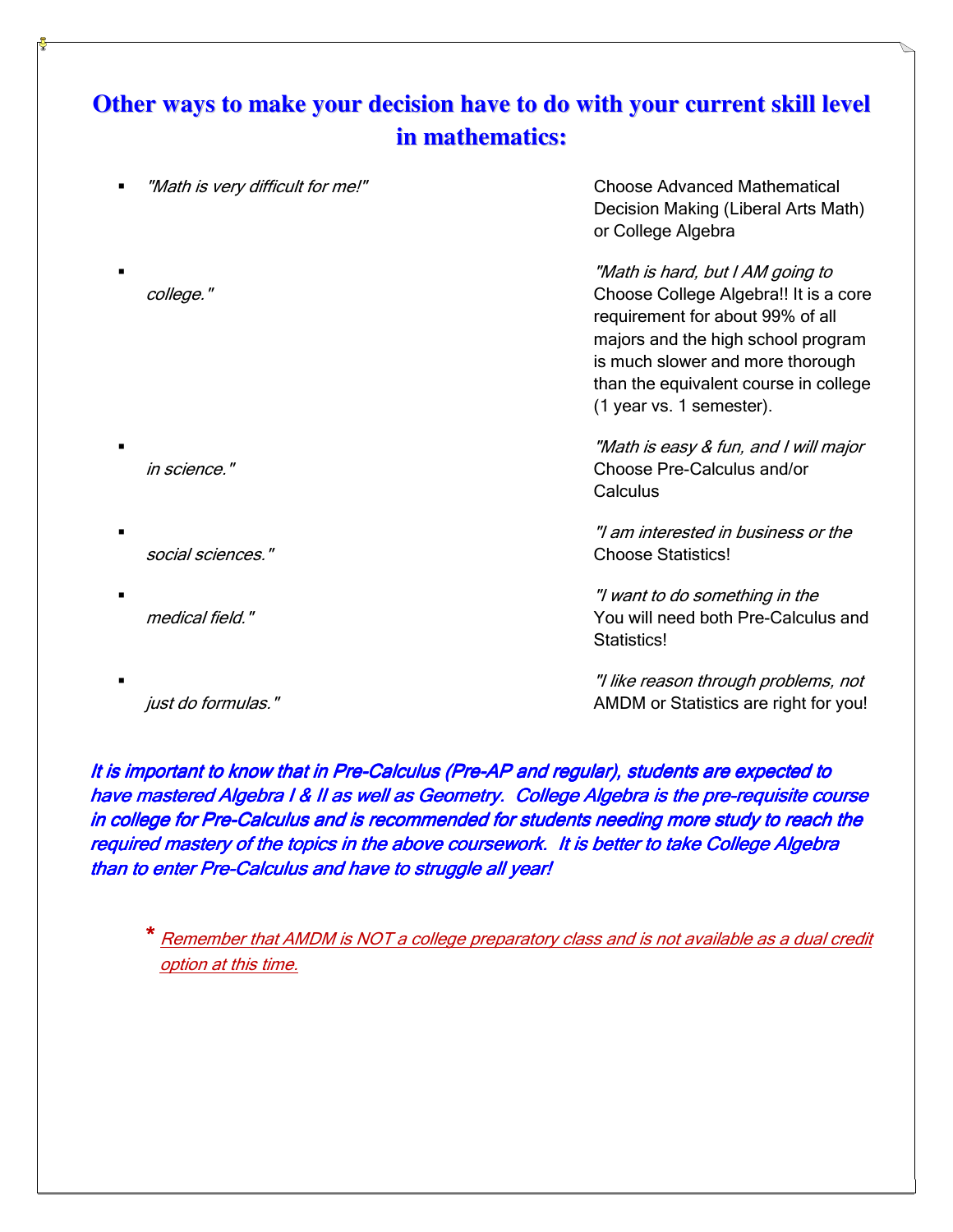# Other ways to make your decision have to do with your current skill level in mathematics:

- *"Math is very difficult for me!"* Choose Advanced Mathematical Decision Making (Liberal Arts Math) or College Algebra
- *"Math is hard, but I AM going to college."* Choose College Algebra!! It is a core requirement for about 99% of all majors and the high school program is much slower and more thorough than the equivalent course in college (1 year vs. 1 semester).
- *"Math is easy & fun, and I will major in science."* Choose Pre-Calculus and/or Calculus
- *"I am interested in business or the social sciences."* Choose Statistics!
- *"I want to do something in the medical field."* You will need both Pre-Calculus and Statistics!
- *"I like reason through problems, not just do formulas."* AMDM or Statistics are right for you!

***It is important to know that in Pre-Calculus (Pre-AP and regular), students are expected to have mastered Algebra I & II as well as Geometry. College Algebra is the pre-requisite course in college for Pre-Calculus and is recommended for students needing more study to reach the required mastery of the topics in the above coursework. It is better to take College Algebra than to enter Pre-Calculus and have to struggle all year!***

\* *Remember that AMDM is NOT a college preparatory class and is not available as a dual credit option at this time.*